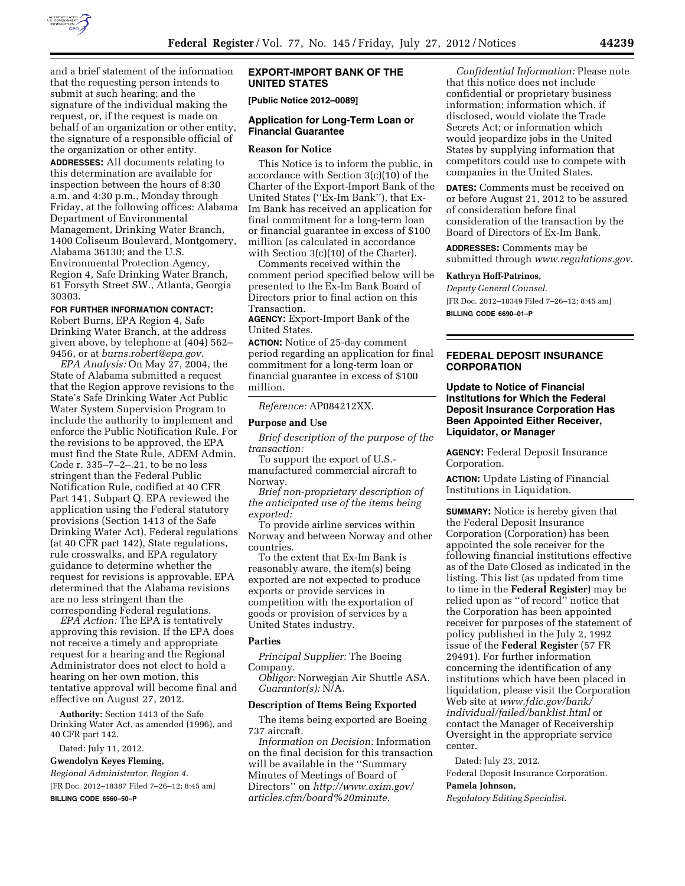and a brief statement of the information that the requesting person intends to submit at such hearing; and the signature of the individual making the request, or, if the request is made on behalf of an organization or other entity, the signature of a responsible official of the organization or other entity.

**ADDRESSES:** All documents relating to this determination are available for inspection between the hours of 8:30 a.m. and 4:30 p.m., Monday through Friday, at the following offices: Alabama Department of Environmental Management, Drinking Water Branch, 1400 Coliseum Boulevard, Montgomery, Alabama 36130; and the U.S. Environmental Protection Agency, Region 4, Safe Drinking Water Branch, 61 Forsyth Street SW., Atlanta, Georgia 30303.

**FOR FURTHER INFORMATION CONTACT:** Robert Burns, EPA Region 4, Safe Drinking Water Branch, at the address given above, by telephone at (404) 562–9456, or at *burns.robert@epa.gov.*

*EPA Analysis:* On May 27, 2004, the State of Alabama submitted a request that the Region approve revisions to the State's Safe Drinking Water Act Public Water System Supervision Program to include the authority to implement and enforce the Public Notification Rule. For the revisions to be approved, the EPA must find the State Rule, ADEM Admin. Code r. 335–7–2–.21, to be no less stringent than the Federal Public Notification Rule, codified at 40 CFR Part 141, Subpart Q. EPA reviewed the application using the Federal statutory provisions (Section 1413 of the Safe Drinking Water Act), Federal regulations (at 40 CFR part 142), State regulations, rule crosswalks, and EPA regulatory guidance to determine whether the request for revisions is approvable. EPA determined that the Alabama revisions are no less stringent than the corresponding Federal regulations.

*EPA Action:* The EPA is tentatively approving this revision. If the EPA does not receive a timely and appropriate request for a hearing and the Regional Administrator does not elect to hold a hearing on her own motion, this tentative approval will become final and effective on August 27, 2012.

**Authority:** Section 1413 of the Safe Drinking Water Act, as amended (1996), and 40 CFR part 142.

Dated: July 11, 2012.

**Gwendolyn Keyes Fleming,**

*Regional Administrator, Region 4.*

[FR Doc. 2012–18387 Filed 7–26–12; 8:45 am]

**BILLING CODE 6560–50–P**

## EXPORT-IMPORT BANK OF THE UNITED STATES

**[Public Notice 2012–0089]**

## Application for Long-Term Loan or Financial Guarantee

### Reason for Notice

This Notice is to inform the public, in accordance with Section 3(c)(10) of the Charter of the Export-Import Bank of the United States (''Ex-Im Bank''), that Ex-Im Bank has received an application for final commitment for a long-term loan or financial guarantee in excess of $100 million (as calculated in accordance with Section 3(c)(10) of the Charter).

Comments received within the comment period specified below will be presented to the Ex-Im Bank Board of Directors prior to final action on this Transaction.

**AGENCY:** Export-Import Bank of the United States.

**ACTION:** Notice of 25-day comment period regarding an application for final commitment for a long-term loan or financial guarantee in excess of $100 million.

*Reference:* AP084212XX.

### Purpose and Use

*Brief description of the purpose of the transaction:*

To support the export of U.S.-manufactured commercial aircraft to Norway.

*Brief non-proprietary description of the anticipated use of the items being exported:*

To provide airline services within Norway and between Norway and other countries.

To the extent that Ex-Im Bank is reasonably aware, the item(s) being exported are not expected to produce exports or provide services in competition with the exportation of goods or provision of services by a United States industry.

### Parties

*Principal Supplier:* The Boeing Company.

*Obligor:* Norwegian Air Shuttle ASA.

*Guarantor(s):* N/A.

### Description of Items Being Exported

The items being exported are Boeing 737 aircraft.

*Information on Decision:* Information on the final decision for this transaction will be available in the ''Summary Minutes of Meetings of Board of Directors'' on *http://www.exim.gov/articles.cfm/board%20minute.*

*Confidential Information:* Please note that this notice does not include confidential or proprietary business information; information which, if disclosed, would violate the Trade Secrets Act; or information which would jeopardize jobs in the United States by supplying information that competitors could use to compete with companies in the United States.

**DATES:** Comments must be received on or before August 21, 2012 to be assured of consideration before final consideration of the transaction by the Board of Directors of Ex-Im Bank.

**ADDRESSES:** Comments may be submitted through *www.regulations.gov*.

**Kathryn Hoff-Patrinos,**

*Deputy General Counsel.*

[FR Doc. 2012–18349 Filed 7–26–12; 8:45 am]

**BILLING CODE 6690–01–P**

## FEDERAL DEPOSIT INSURANCE CORPORATION

## Update to Notice of Financial Institutions for Which the Federal Deposit Insurance Corporation Has Been Appointed Either Receiver, Liquidator, or Manager

**AGENCY:** Federal Deposit Insurance Corporation.

**ACTION:** Update Listing of Financial Institutions in Liquidation.

**SUMMARY:** Notice is hereby given that the Federal Deposit Insurance Corporation (Corporation) has been appointed the sole receiver for the following financial institutions effective as of the Date Closed as indicated in the listing. This list (as updated from time to time in the **Federal Register**) may be relied upon as ''of record'' notice that the Corporation has been appointed receiver for purposes of the statement of policy published in the July 2, 1992 issue of the **Federal Register** (57 FR 29491). For further information concerning the identification of any institutions which have been placed in liquidation, please visit the Corporation Web site at *www.fdic.gov/bank/individual/failed/banklist.html* or contact the Manager of Receivership Oversight in the appropriate service center.

Dated: July 23, 2012.

Federal Deposit Insurance Corporation.

**Pamela Johnson,**

*Regulatory Editing Specialist.*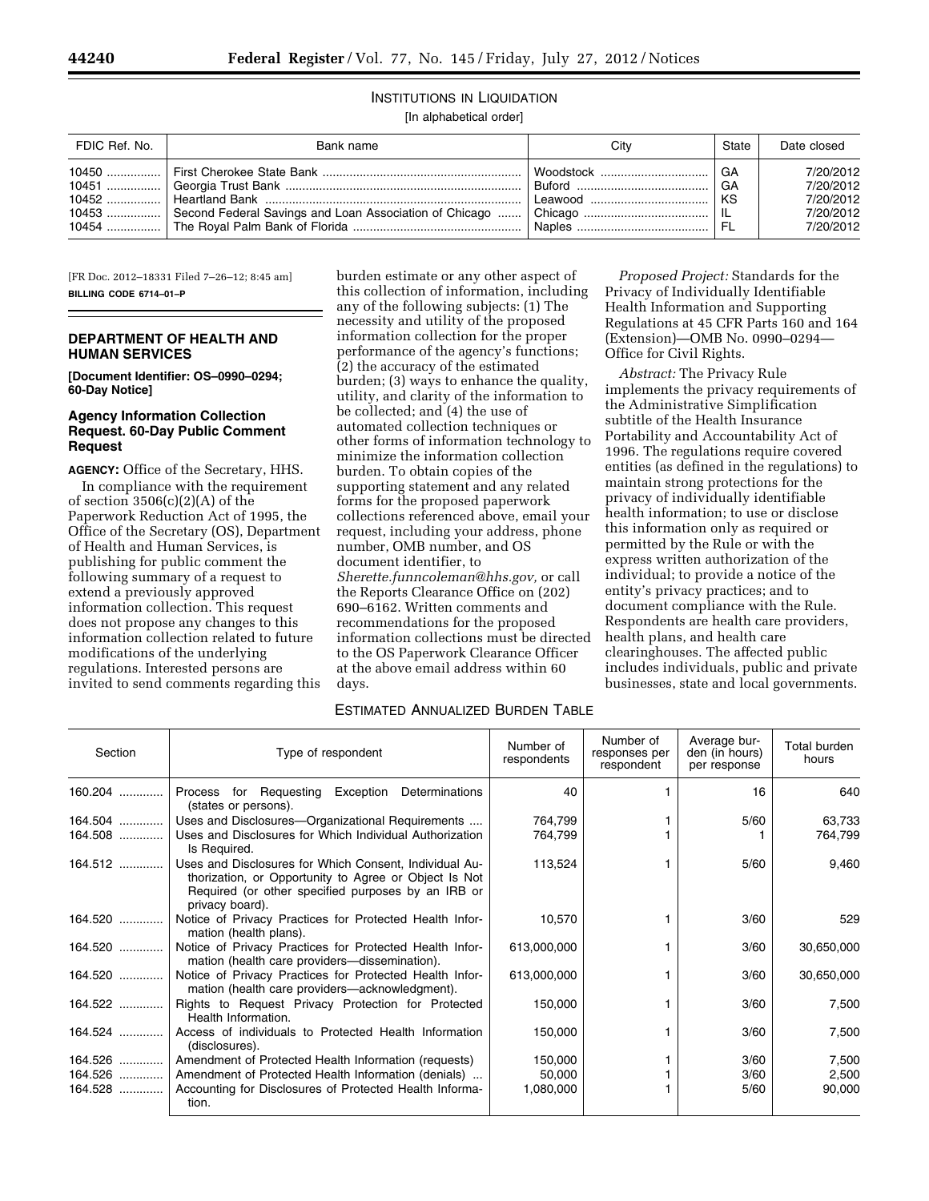INSTITUTIONS IN LIQUIDATION

[In alphabetical order]

| FDIC Ref. No. | Bank name | City | State | Date closed |
|---|---|---|---|---|
| 10450 | First Cherokee State Bank | Woodstock | GA | 7/20/2012 |
| 10451 | Georgia Trust Bank | Buford | GA | 7/20/2012 |
| 10452 | Heartland Bank | Leawood | KS | 7/20/2012 |
| 10453 | Second Federal Savings and Loan Association of Chicago | Chicago | IL | 7/20/2012 |
| 10454 | The Royal Palm Bank of Florida | Naples | FL | 7/20/2012 |

[FR Doc. 2012–18331 Filed 7–26–12; 8:45 am]

**BILLING CODE 6714–01–P**

## DEPARTMENT OF HEALTH AND HUMAN SERVICES

**[Document Identifier: OS–0990–0294; 60-Day Notice]**

### Agency Information Collection Request. 60-Day Public Comment Request

**AGENCY:** Office of the Secretary, HHS.

In compliance with the requirement of section 3506(c)(2)(A) of the Paperwork Reduction Act of 1995, the Office of the Secretary (OS), Department of Health and Human Services, is publishing for public comment the following summary of a request to extend a previously approved information collection. This request does not propose any changes to this information collection related to future modifications of the underlying regulations. Interested persons are invited to send comments regarding this burden estimate or any other aspect of this collection of information, including any of the following subjects: (1) The necessity and utility of the proposed information collection for the proper performance of the agency's functions; (2) the accuracy of the estimated burden; (3) ways to enhance the quality, utility, and clarity of the information to be collected; and (4) the use of automated collection techniques or other forms of information technology to minimize the information collection burden. To obtain copies of the supporting statement and any related forms for the proposed paperwork collections referenced above, email your request, including your address, phone number, OMB number, and OS document identifier, to *Sherette.funncoleman@hhs.gov,* or call the Reports Clearance Office on (202) 690–6162. Written comments and recommendations for the proposed information collections must be directed to the OS Paperwork Clearance Officer at the above email address within 60 days.

*Proposed Project:* Standards for the Privacy of Individually Identifiable Health Information and Supporting Regulations at 45 CFR Parts 160 and 164 (Extension)—OMB No. 0990–0294—Office for Civil Rights.

*Abstract:* The Privacy Rule implements the privacy requirements of the Administrative Simplification subtitle of the Health Insurance Portability and Accountability Act of 1996. The regulations require covered entities (as defined in the regulations) to maintain strong protections for the privacy of individually identifiable health information; to use or disclose this information only as required or permitted by the Rule or with the express written authorization of the individual; to provide a notice of the entity's privacy practices; and to document compliance with the Rule. Respondents are health care providers, health plans, and health care clearinghouses. The affected public includes individuals, public and private businesses, state and local governments.

ESTIMATED ANNUALIZED BURDEN TABLE

| Section | Type of respondent | Number of respondents | Number of responses per respondent | Average burden (in hours) per response | Total burden hours |
|---|---|---|---|---|---|
| 160.204 | Process for Requesting Exception Determinations (states or persons). | 40 | 1 | 16 | 640 |
| 164.504 | Uses and Disclosures—Organizational Requirements | 764,799 | 1 | 5/60 | 63,733 |
| 164.508 | Uses and Disclosures for Which Individual Authorization Is Required. | 764,799 | 1 | 1 | 764,799 |
| 164.512 | Uses and Disclosures for Which Consent, Individual Authorization, or Opportunity to Agree or Object Is Not Required (or other specified purposes by an IRB or privacy board). | 113,524 | 1 | 5/60 | 9,460 |
| 164.520 | Notice of Privacy Practices for Protected Health Information (health plans). | 10,570 | 1 | 3/60 | 529 |
| 164.520 | Notice of Privacy Practices for Protected Health Information (health care providers—dissemination). | 613,000,000 | 1 | 3/60 | 30,650,000 |
| 164.520 | Notice of Privacy Practices for Protected Health Information (health care providers—acknowledgment). | 613,000,000 | 1 | 3/60 | 30,650,000 |
| 164.522 | Rights to Request Privacy Protection for Protected Health Information. | 150,000 | 1 | 3/60 | 7,500 |
| 164.524 | Access of individuals to Protected Health Information (disclosures). | 150,000 | 1 | 3/60 | 7,500 |
| 164.526 | Amendment of Protected Health Information (requests) | 150,000 | 1 | 3/60 | 7,500 |
| 164.526 | Amendment of Protected Health Information (denials) | 50,000 | 1 | 3/60 | 2,500 |
| 164.528 | Accounting for Disclosures of Protected Health Information. | 1,080,000 | 1 | 5/60 | 90,000 |